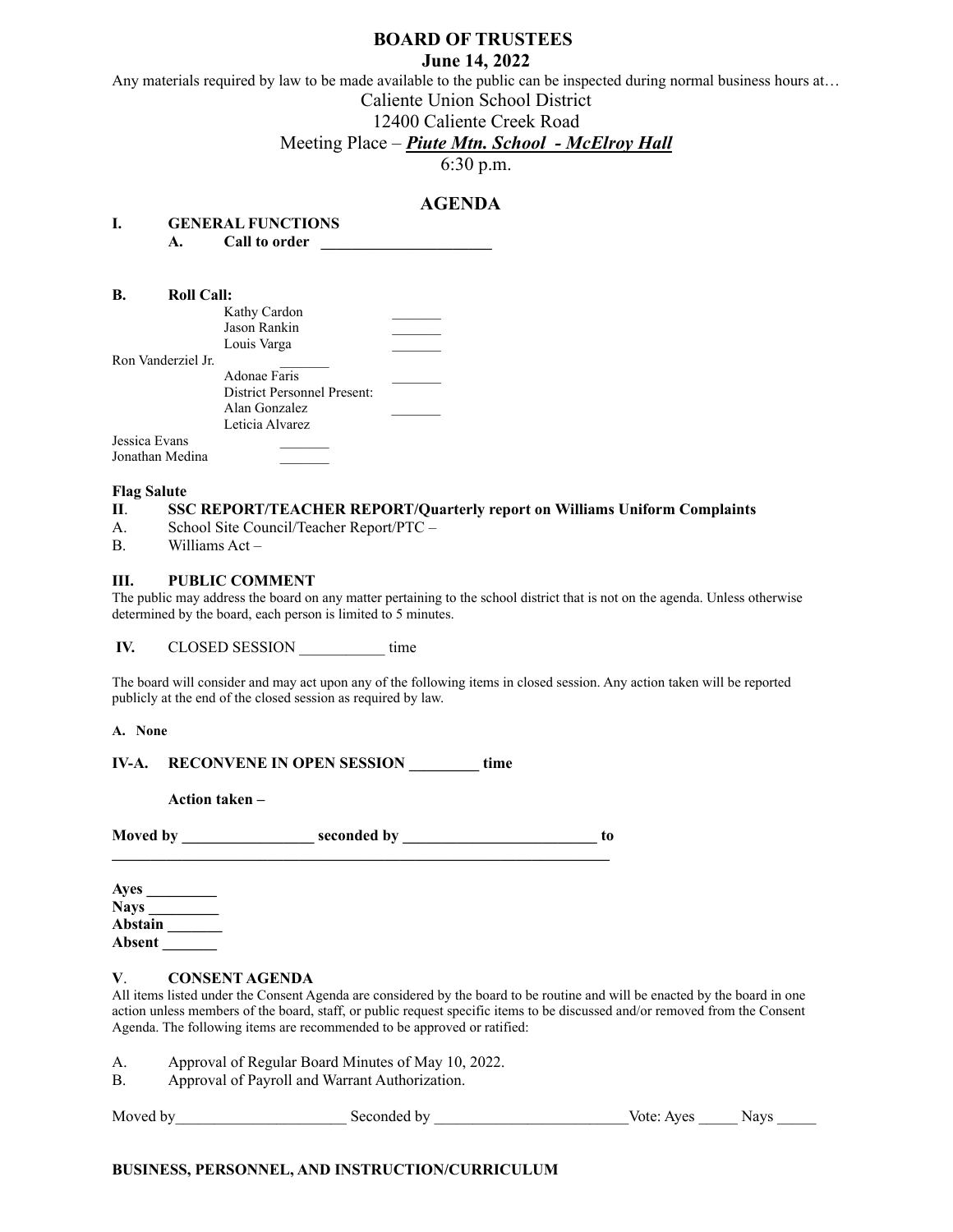# BOARD OF TRUSTEES

**June 14, 2022**

Any materials required by law to be made available to the public can be inspected during normal business hours at…

Caliente Union School District

12400 Caliente Creek Road

Meeting Place – ***Piute Mtn. School - McElroy Hall***

6:30 p.m.

## AGENDA

**I. GENERAL FUNCTIONS**

**A. Call to order** ______________________

**B. Roll Call:**

Kathy Cardon _______
Jason Rankin _______
Louis Varga _______
Ron Vanderziel Jr. _______
Adonae Faris _______
District Personnel Present:
Alan Gonzalez _______
Leticia Alvarez
Jessica Evans _______
Jonathan Medina _______

**Flag Salute**

**II. SSC REPORT/TEACHER REPORT/Quarterly report on Williams Uniform Complaints**

A. School Site Council/Teacher Report/PTC –

B. Williams Act –

**III. PUBLIC COMMENT**

The public may address the board on any matter pertaining to the school district that is not on the agenda. Unless otherwise determined by the board, each person is limited to 5 minutes.

**IV.** CLOSED SESSION ___________ time

The board will consider and may act upon any of the following items in closed session. Any action taken will be reported publicly at the end of the closed session as required by law.

**A. None**

**IV-A. RECONVENE IN OPEN SESSION _________ time**

**Action taken –**

**Moved by _________________ seconded by _________________________ to**
**___________________________________________________________________**

**Ayes _________**
**Nays _________**
**Abstain _______**
**Absent _______**

**V. CONSENT AGENDA**

All items listed under the Consent Agenda are considered by the board to be routine and will be enacted by the board in one action unless members of the board, staff, or public request specific items to be discussed and/or removed from the Consent Agenda. The following items are recommended to be approved or ratified:

A. Approval of Regular Board Minutes of May 10, 2022.

B. Approval of Payroll and Warrant Authorization.

Moved by______________________ Seconded by _________________________Vote: Ayes _____ Nays _____

**BUSINESS, PERSONNEL, AND INSTRUCTION/CURRICULUM**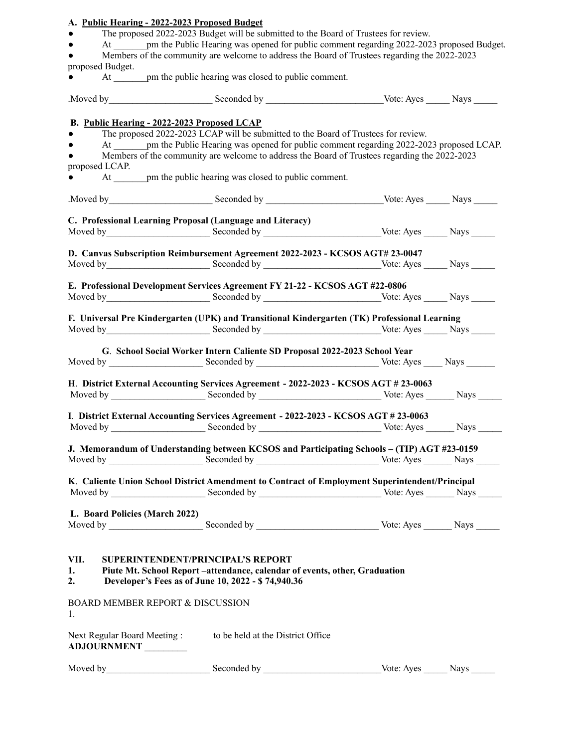**A. <u>Public Hearing - 2022-2023 Proposed Budget</u>**

- The proposed 2022-2023 Budget will be submitted to the Board of Trustees for review.
- At _______pm the Public Hearing was opened for public comment regarding 2022-2023 proposed Budget.
- Members of the community are welcome to address the Board of Trustees regarding the 2022-2023 proposed Budget.
- At _______pm the public hearing was closed to public comment.

.Moved by_____________________ Seconded by ________________________Vote: Ayes _____ Nays _____

**B. <u>Public Hearing - 2022-2023 Proposed LCAP</u>**

- The proposed 2022-2023 LCAP will be submitted to the Board of Trustees for review.
- At _______pm the Public Hearing was opened for public comment regarding 2022-2023 proposed LCAP.
- Members of the community are welcome to address the Board of Trustees regarding the 2022-2023 proposed LCAP.
- At _______pm the public hearing was closed to public comment.

.Moved by_____________________ Seconded by ________________________Vote: Ayes _____ Nays _____

**C. Professional Learning Proposal (Language and Literacy)**

Moved by_____________________ Seconded by ________________________Vote: Ayes _____ Nays _____

**D. Canvas Subscription Reimbursement Agreement 2022-2023 - KCSOS AGT# 23-0047**

Moved by_____________________ Seconded by ________________________Vote: Ayes _____ Nays _____

**E. Professional Development Services Agreement FY 21-22 - KCSOS AGT #22-0806**

Moved by_____________________ Seconded by ________________________Vote: Ayes _____ Nays _____

**F. Universal Pre Kindergarten (UPK) and Transitional Kindergarten (TK) Professional Learning**

Moved by_____________________ Seconded by ________________________Vote: Ayes _____ Nays _____

**G. School Social Worker Intern Caliente SD Proposal 2022-2023 School Year**

Moved by ___________________ Seconded by _________________________ Vote: Ayes ____ Nays ______

**H. District External Accounting Services Agreement - 2022-2023 - KCSOS AGT # 23-0063**

Moved by ___________________ Seconded by _________________________ Vote: Ayes ______ Nays _____

**I. District External Accounting Services Agreement - 2022-2023 - KCSOS AGT # 23-0063**

Moved by ___________________ Seconded by _________________________ Vote: Ayes ______ Nays _____

**J. Memorandum of Understanding between KCSOS and Participating Schools – (TIP) AGT #23-0159**

Moved by ___________________ Seconded by _________________________ Vote: Ayes ______ Nays _____

**K. Caliente Union School District Amendment to Contract of Employment Superintendent/Principal**

Moved by ___________________ Seconded by _________________________ Vote: Ayes ______ Nays _____

**L. Board Policies (March 2022)**

Moved by ___________________ Seconded by _________________________ Vote: Ayes ______ Nays _____

## VII. SUPERINTENDENT/PRINCIPAL'S REPORT

1. **Piute Mt. School Report –attendance, calendar of events, other, Graduation**
2. **Developer's Fees as of June 10, 2022 - $ 74,940.36**

BOARD MEMBER REPORT & DISCUSSION

1.

Next Regular Board Meeting : to be held at the District Office

**ADJOURNMENT _________**

Moved by_____________________ Seconded by ________________________Vote: Ayes _____ Nays _____